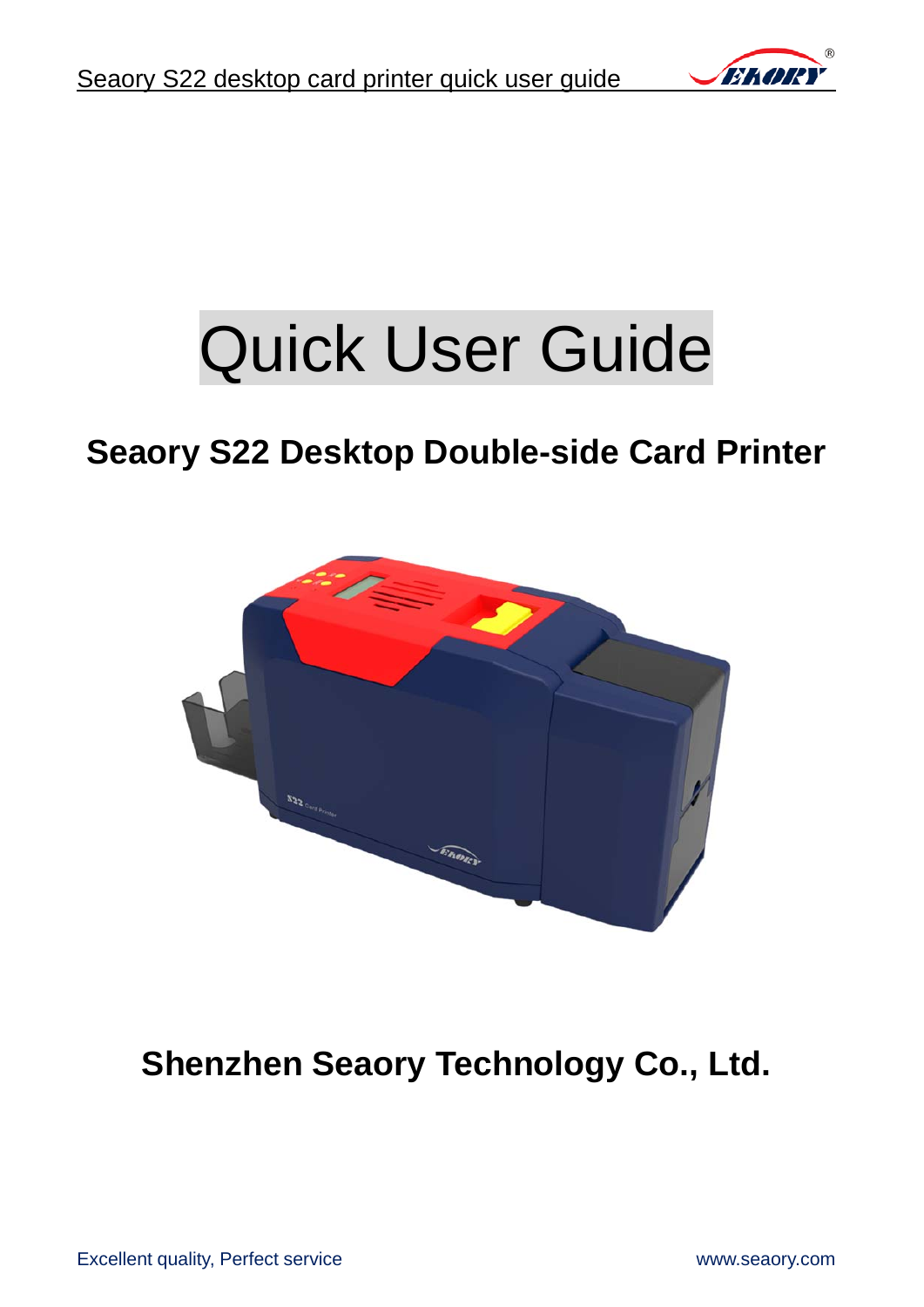# Quick User Guide

## Seaory S22 Desktop Double-side Card Printer

## Shenzhen Seaory Technology Co., Ltd.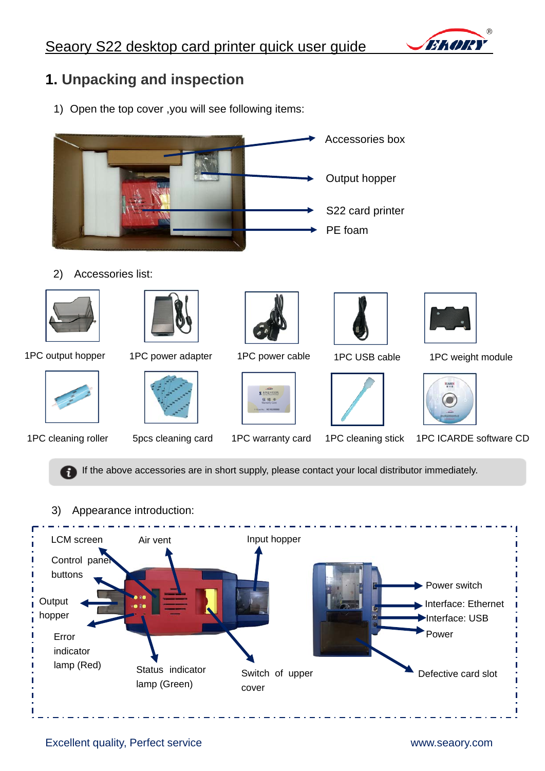## 1. Unpacking and inspection

1) Open the top cover ,you will see following items:

Accessories box

Output hopper

S22 card printer

PE foam

2) Accessories list:

| | | | | |
|---|---|---|---|---|
| 1PC output hopper | 1PC power adapter | 1PC power cable | 1PC USB cable | 1PC weight module |
| 1PC cleaning roller | 5pcs cleaning card | 1PC warranty card | 1PC cleaning stick | 1PC ICARDE software CD |

If the above accessories are in short supply, please contact your local distributor immediately.

3) Appearance introduction:

LCM screen

Air vent

Input hopper

Control panel buttons

Output hopper

Error indicator lamp (Red)

Status indicator lamp (Green)

Switch of upper cover

Power switch

Interface: Ethernet

Interface: USB

Power

Defective card slot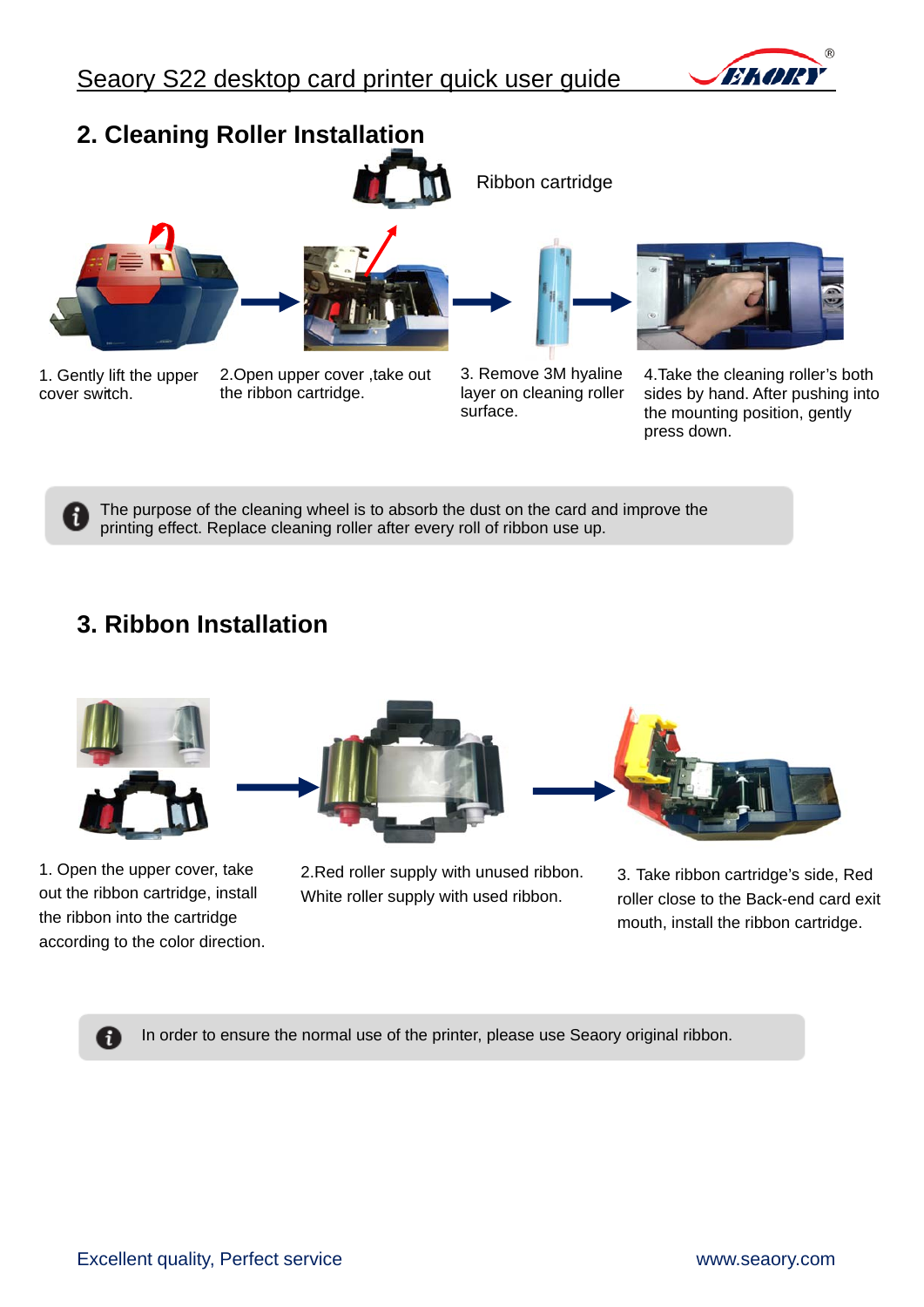## 2. Cleaning Roller Installation

Ribbon cartridge

1. Gently lift the upper cover switch.

2. Open upper cover ,take out the ribbon cartridge.

3. Remove 3M hyaline layer on cleaning roller surface.

4. Take the cleaning roller's both sides by hand. After pushing into the mounting position, gently press down.

> The purpose of the cleaning wheel is to absorb the dust on the card and improve the printing effect. Replace cleaning roller after every roll of ribbon use up.

## 3. Ribbon Installation

1. Open the upper cover, take out the ribbon cartridge, install the ribbon into the cartridge according to the color direction.

2. Red roller supply with unused ribbon. White roller supply with used ribbon.

3. Take ribbon cartridge's side, Red roller close to the Back-end card exit mouth, install the ribbon cartridge.

> In order to ensure the normal use of the printer, please use Seaory original ribbon.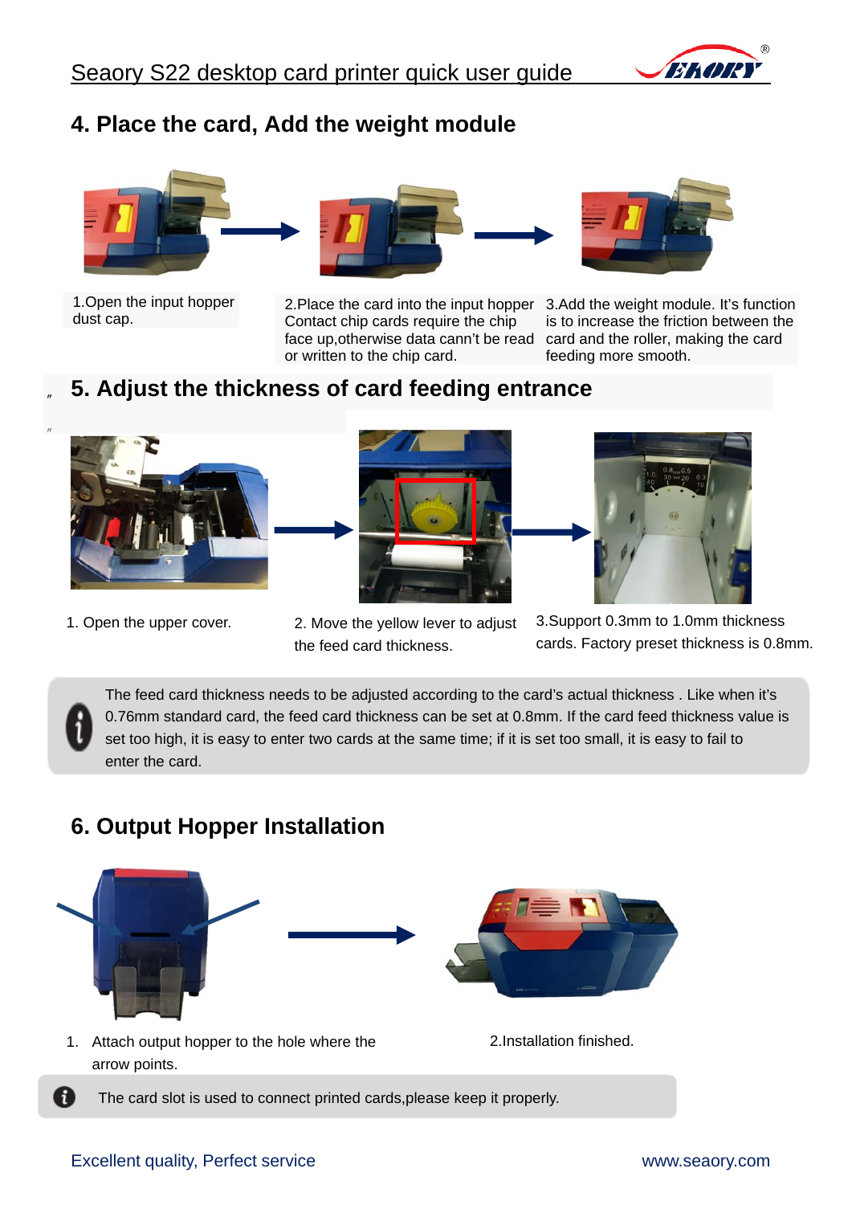## 4. Place the card, Add the weight module

1.Open the input hopper dust cap.

2.Place the card into the input hopper Contact chip cards require the chip face up,otherwise data cann't be read or written to the chip card.

3.Add the weight module. It's function is to increase the friction between the card and the roller, making the card feeding more smooth.

## 5. Adjust the thickness of card feeding entrance

1. Open the upper cover.

2. Move the yellow lever to adjust the feed card thickness.

3.Support 0.3mm to 1.0mm thickness cards. Factory preset thickness is 0.8mm.

The feed card thickness needs to be adjusted according to the card's actual thickness . Like when it's 0.76mm standard card, the feed card thickness can be set at 0.8mm. If the card feed thickness value is set too high, it is easy to enter two cards at the same time; if it is set too small, it is easy to fail to enter the card.

## 6. Output Hopper Installation

1. Attach output hopper to the hole where the arrow points.

2.Installation finished.

The card slot is used to connect printed cards,please keep it properly.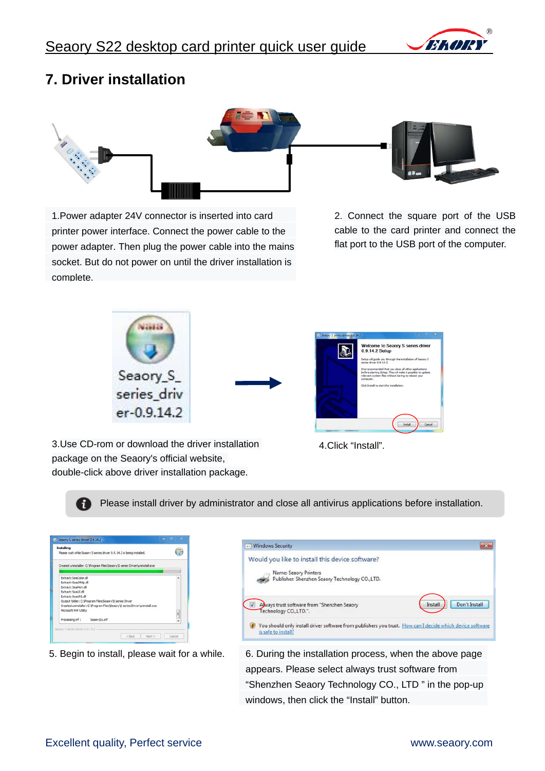# 7. Driver installation

1.Power adapter 24V connector is inserted into card printer power interface. Connect the power cable to the power adapter. Then plug the power cable into the mains socket. But do not power on until the driver installation is complete.

2. Connect the square port of the USB cable to the card printer and connect the flat port to the USB port of the computer.

3.Use CD-rom or download the driver installation package on the Seaory's official website, double-click above driver installation package.

4.Click “Install”.

Please install driver by administrator and close all antivirus applications before installation.

5. Begin to install, please wait for a while.

6. During the installation process, when the above page appears. Please select always trust software from “Shenzhen Seaory Technology CO., LTD ” in the pop-up windows, then click the “Install” button.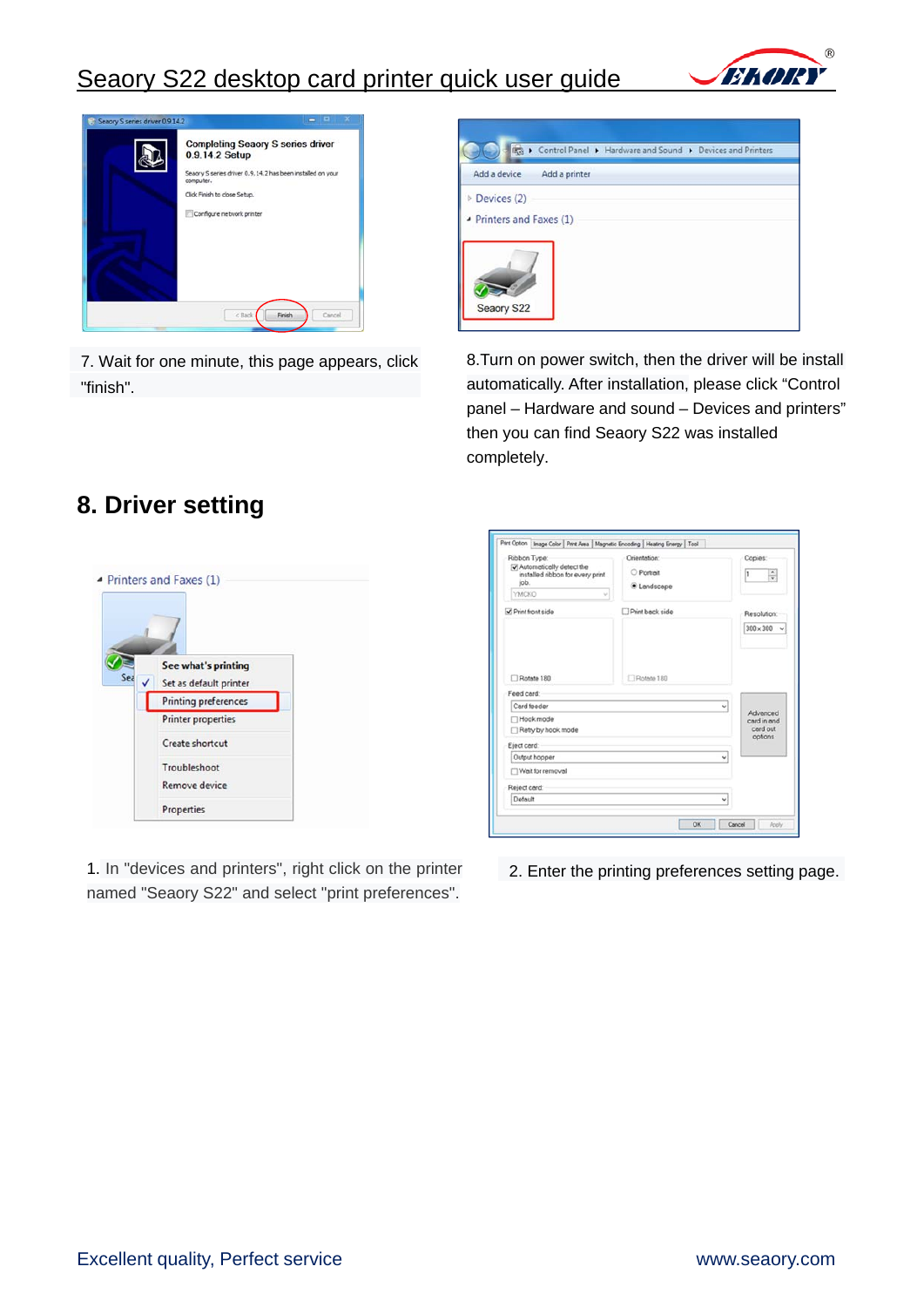7. Wait for one minute, this page appears, click "finish".

8.Turn on power switch, then the driver will be install automatically. After installation, please click "Control panel – Hardware and sound – Devices and printers" then you can find Seaory S22 was installed completely.

## 8. Driver setting

1. In "devices and printers", right click on the printer named "Seaory S22" and select "print preferences".

2. Enter the printing preferences setting page.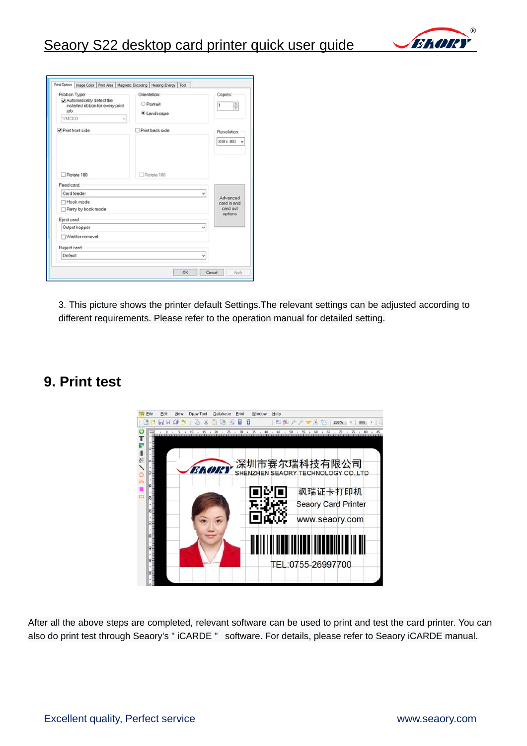3. This picture shows the printer default Settings.The relevant settings can be adjusted according to different requirements. Please refer to the operation manual for detailed setting.

## 9. Print test

After all the above steps are completed, relevant software can be used to print and test the card printer. You can also do print test through Seaory's " iCARDE " software. For details, please refer to Seaory iCARDE manual.